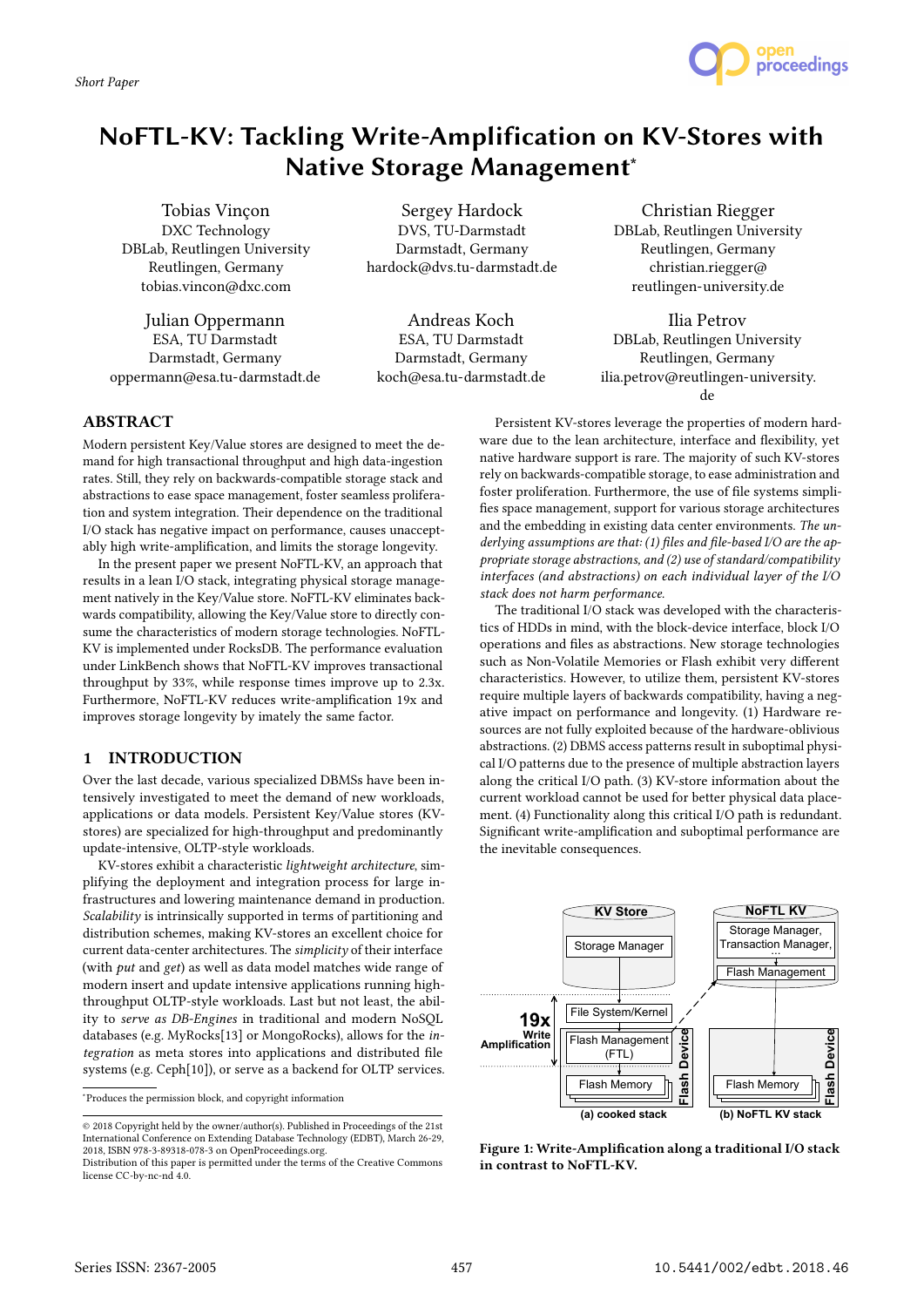Short Paper

# NoFTL-KV: Tackling Write-Amplification on KV-Stores with Native Storage Management*

Tobias Vinçon
DXC Technology
DBLab, Reutlingen University
Reutlingen, Germany
tobias.vincon@dxc.com

Sergey Hardock
DVS, TU-Darmstadt
Darmstadt, Germany
hardock@dvs.tu-darmstadt.de

Christian Riegger
DBLab, Reutlingen University
Reutlingen, Germany
christian.riegger@reutlingen-university.de

Julian Oppermann
ESA, TU Darmstadt
Darmstadt, Germany
oppermann@esa.tu-darmstadt.de

Andreas Koch
ESA, TU Darmstadt
Darmstadt, Germany
koch@esa.tu-darmstadt.de

Ilia Petrov
DBLab, Reutlingen University
Reutlingen, Germany
ilia.petrov@reutlingen-university.de

## ABSTRACT

Modern persistent Key/Value stores are designed to meet the demand for high transactional throughput and high data-ingestion rates. Still, they rely on backwards-compatible storage stack and abstractions to ease space management, foster seamless proliferation and system integration. Their dependence on the traditional I/O stack has negative impact on performance, causes unacceptably high write-amplification, and limits the storage longevity.

In the present paper we present NoFTL-KV, an approach that results in a lean I/O stack, integrating physical storage management natively in the Key/Value store. NoFTL-KV eliminates backwards compatibility, allowing the Key/Value store to directly consume the characteristics of modern storage technologies. NoFTL-KV is implemented under RocksDB. The performance evaluation under LinkBench shows that NoFTL-KV improves transactional throughput by 33%, while response times improve up to 2.3x. Furthermore, NoFTL-KV reduces write-amplification 19x and improves storage longevity by imately the same factor.

## 1 INTRODUCTION

Over the last decade, various specialized DBMSs have been intensively investigated to meet the demand of new workloads, applications or data models. Persistent Key/Value stores (KV-stores) are specialized for high-throughput and predominantly update-intensive, OLTP-style workloads.

KV-stores exhibit a characteristic *lightweight architecture*, simplifying the deployment and integration process for large infrastructures and lowering maintenance demand in production. *Scalability* is intrinsically supported in terms of partitioning and distribution schemes, making KV-stores an excellent choice for current data-center architectures. The *simplicity* of their interface (with *put* and *get*) as well as data model matches wide range of modern insert and update intensive applications running high-throughput OLTP-style workloads. Last but not least, the ability to *serve as DB-Engines* in traditional and modern NoSQL databases (e.g. MyRocks[13] or MongoRocks), allows for the *integration* as meta stores into applications and distributed file systems (e.g. Ceph[10]), or serve as a backend for OLTP services.

*Produces the permission block, and copyright information

© 2018 Copyright held by the owner/author(s). Published in Proceedings of the 21st International Conference on Extending Database Technology (EDBT), March 26-29, 2018, ISBN 978-3-89318-078-3 on OpenProceedings.org.
Distribution of this paper is permitted under the terms of the Creative Commons license CC-by-nc-nd 4.0.

Persistent KV-stores leverage the properties of modern hardware due to the lean architecture, interface and flexibility, yet native hardware support is rare. The majority of such KV-stores rely on backwards-compatible storage, to ease administration and foster proliferation. Furthermore, the use of file systems simplifies space management, support for various storage architectures and the embedding in existing data center environments. *The underlying assumptions are that: (1) files and file-based I/O are the appropriate storage abstractions, and (2) use of standard/compatibility interfaces (and abstractions) on each individual layer of the I/O stack does not harm performance.*

The traditional I/O stack was developed with the characteristics of HDDs in mind, with the block-device interface, block I/O operations and files as abstractions. New storage technologies such as Non-Volatile Memories or Flash exhibit very different characteristics. However, to utilize them, persistent KV-stores require multiple layers of backwards compatibility, having a negative impact on performance and longevity. (1) Hardware resources are not fully exploited because of the hardware-oblivious abstractions. (2) DBMS access patterns result in suboptimal physical I/O patterns due to the presence of multiple abstraction layers along the critical I/O path. (3) KV-store information about the current workload cannot be used for better physical data placement. (4) Functionality along this critical I/O path is redundant. Significant write-amplification and suboptimal performance are the inevitable consequences.

**Figure 1: Write-Amplification along a traditional I/O stack in contrast to NoFTL-KV.**

Series ISSN: 2367-2005

10.5441/002/edbt.2018.46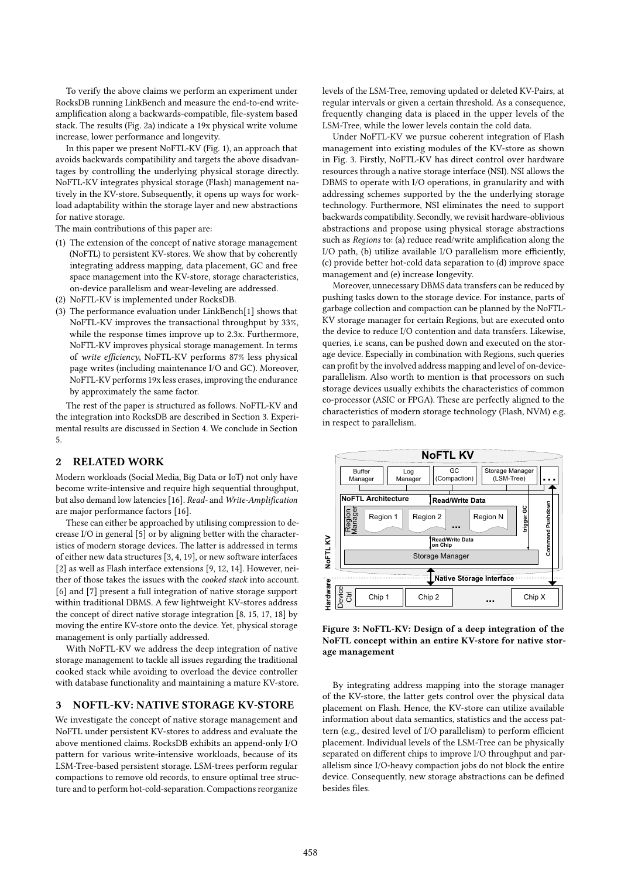To verify the above claims we perform an experiment under RocksDB running LinkBench and measure the end-to-end write-amplification along a backwards-compatible, file-system based stack. The results (Fig. 2a) indicate a 19x physical write volume increase, lower performance and longevity.

In this paper we present NoFTL-KV (Fig. 1), an approach that avoids backwards compatibility and targets the above disadvantages by controlling the underlying physical storage directly. NoFTL-KV integrates physical storage (Flash) management natively in the KV-store. Subsequently, it opens up ways for workload adaptability within the storage layer and new abstractions for native storage.

The main contributions of this paper are:

(1) The extension of the concept of native storage management (NoFTL) to persistent KV-stores. We show that by coherently integrating address mapping, data placement, GC and free space management into the KV-store, storage characteristics, on-device parallelism and wear-leveling are addressed.
(2) NoFTL-KV is implemented under RocksDB.
(3) The performance evaluation under LinkBench[1] shows that NoFTL-KV improves the transactional throughput by 33%, while the response times improve up to 2.3x. Furthermore, NoFTL-KV improves physical storage management. In terms of *write efficiency*, NoFTL-KV performs 87% less physical page writes (including maintenance I/O and GC). Moreover, NoFTL-KV performs 19x less erases, improving the endurance by approximately the same factor.

The rest of the paper is structured as follows. NoFTL-KV and the integration into RocksDB are described in Section 3. Experimental results are discussed in Section 4. We conclude in Section 5.

## 2 RELATED WORK

Modern workloads (Social Media, Big Data or IoT) not only have become write-intensive and require high sequential throughput, but also demand low latencies [16]. *Read-* and *Write-Amplification* are major performance factors [16].

These can either be approached by utilising compression to decrease I/O in general [5] or by aligning better with the characteristics of modern storage devices. The latter is addressed in terms of either new data structures [3, 4, 19], or new software interfaces [2] as well as Flash interface extensions [9, 12, 14]. However, neither of those takes the issues with the *cooked stack* into account. [6] and [7] present a full integration of native storage support within traditional DBMS. A few lightweight KV-stores address the concept of direct native storage integration [8, 15, 17, 18] by moving the entire KV-store onto the device. Yet, physical storage management is only partially addressed.

With NoFTL-KV we address the deep integration of native storage management to tackle all issues regarding the traditional cooked stack while avoiding to overload the device controller with database functionality and maintaining a mature KV-store.

## 3 NOFTL-KV: NATIVE STORAGE KV-STORE

We investigate the concept of native storage management and NoFTL under persistent KV-stores to address and evaluate the above mentioned claims. RocksDB exhibits an append-only I/O pattern for various write-intensive workloads, because of its LSM-Tree-based persistent storage. LSM-trees perform regular compactions to remove old records, to ensure optimal tree structure and to perform hot-cold-separation. Compactions reorganize levels of the LSM-Tree, removing updated or deleted KV-Pairs, at regular intervals or given a certain threshold. As a consequence, frequently changing data is placed in the upper levels of the LSM-Tree, while the lower levels contain the cold data.

Under NoFTL-KV we pursue coherent integration of Flash management into existing modules of the KV-store as shown in Fig. 3. Firstly, NoFTL-KV has direct control over hardware resources through a native storage interface (NSI). NSI allows the DBMS to operate with I/O operations, in granularity and with addressing schemes supported by the the underlying storage technology. Furthermore, NSI eliminates the need to support backwards compatibility. Secondly, we revisit hardware-oblivious abstractions and propose using physical storage abstractions such as *Regions* to: (a) reduce read/write amplification along the I/O path, (b) utilize available I/O parallelism more efficiently, (c) provide better hot-cold data separation to (d) improve space management and (e) increase longevity.

Moreover, unnecessary DBMS data transfers can be reduced by pushing tasks down to the storage device. For instance, parts of garbage collection and compaction can be planned by the NoFTL-KV storage manager for certain Regions, but are executed onto the device to reduce I/O contention and data transfers. Likewise, queries, i.e scans, can be pushed down and executed on the storage device. Especially in combination with Regions, such queries can profit by the involved address mapping and level of on-device-parallelism. Also worth to mention is that processors on such storage devices usually exhibits the characteristics of common co-processor (ASIC or FPGA). These are perfectly aligned to the characteristics of modern storage technology (Flash, NVM) e.g. in respect to parallelism.

**Figure 3: NoFTL-KV: Design of a deep integration of the NoFTL concept within an entire KV-store for native storage management**

By integrating address mapping into the storage manager of the KV-store, the latter gets control over the physical data placement on Flash. Hence, the KV-store can utilize available information about data semantics, statistics and the access pattern (e.g., desired level of I/O parallelism) to perform efficient placement. Individual levels of the LSM-Tree can be physically separated on different chips to improve I/O throughput and parallelism since I/O-heavy compaction jobs do not block the entire device. Consequently, new storage abstractions can be defined besides files.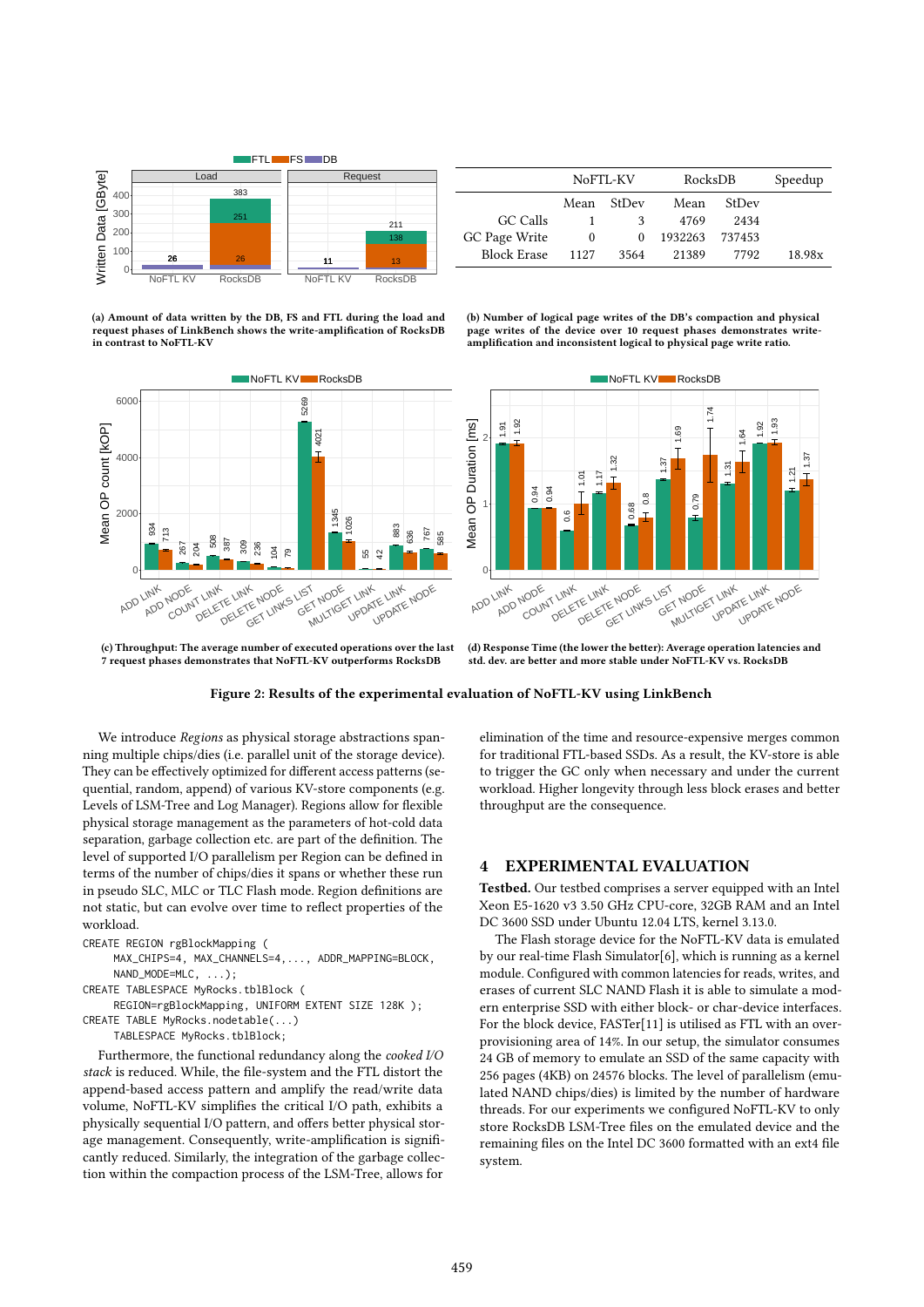| | NoFTL-KV | | RocksDB | | Speedup |
|---|---|---|---|---|---|
| | Mean | StDev | Mean | StDev | |
| GC Calls | 1 | 3 | 4769 | 2434 | |
| GC Page Write | 0 | 0 | 1932263 | 737453 | |
| Block Erase | 1127 | 3564 | 21389 | 7792 | 18.98x |

**(a) Amount of data written by the DB, FS and FTL during the load and request phases of LinkBench shows the write-amplification of RocksDB in contrast to NoFTL-KV**

**(b) Number of logical page writes of the DB's compaction and physical page writes of the device over 10 request phases demonstrates write-amplification and inconsistent logical to physical page write ratio.**

**(c) Throughput: The average number of executed operations over the last 7 request phases demonstrates that NoFTL-KV outperforms RocksDB**

**(d) Response Time (the lower the better): Average operation latencies and std. dev. are better and more stable under NoFTL-KV vs. RocksDB**

**Figure 2: Results of the experimental evaluation of NoFTL-KV using LinkBench**

We introduce *Regions* as physical storage abstractions spanning multiple chips/dies (i.e. parallel unit of the storage device). They can be effectively optimized for different access patterns (sequential, random, append) of various KV-store components (e.g. Levels of LSM-Tree and Log Manager). Regions allow for flexible physical storage management as the parameters of hot-cold data separation, garbage collection etc. are part of the definition. The level of supported I/O parallelism per Region can be defined in terms of the number of chips/dies it spans or whether these run in pseudo SLC, MLC or TLC Flash mode. Region definitions are not static, but can evolve over time to reflect properties of the workload.

```
CREATE REGION rgBlockMapping (
    MAX_CHIPS=4, MAX_CHANNELS=4,..., ADDR_MAPPING=BLOCK,
    NAND_MODE=MLC, ...);
CREATE TABLESPACE MyRocks.tblBlock (
    REGION=rgBlockMapping, UNIFORM EXTENT SIZE 128K );
CREATE TABLE MyRocks.nodetable(...)
    TABLESPACE MyRocks.tblBlock;
```

Furthermore, the functional redundancy along the *cooked I/O stack* is reduced. While, the file-system and the FTL distort the append-based access pattern and amplify the read/write data volume, NoFTL-KV simplifies the critical I/O path, exhibits a physically sequential I/O pattern, and offers better physical storage management. Consequently, write-amplification is significantly reduced. Similarly, the integration of the garbage collection within the compaction process of the LSM-Tree, allows for elimination of the time and resource-expensive merges common for traditional FTL-based SSDs. As a result, the KV-store is able to trigger the GC only when necessary and under the current workload. Higher longevity through less block erases and better throughput are the consequence.

## 4 EXPERIMENTAL EVALUATION

**Testbed.** Our testbed comprises a server equipped with an Intel Xeon E5-1620 v3 3.50 GHz CPU-core, 32GB RAM and an Intel DC 3600 SSD under Ubuntu 12.04 LTS, kernel 3.13.0.

The Flash storage device for the NoFTL-KV data is emulated by our real-time Flash Simulator[6], which is running as a kernel module. Configured with common latencies for reads, writes, and erases of current SLC NAND Flash it is able to simulate a modern enterprise SSD with either block- or char-device interfaces. For the block device, FASTer[11] is utilised as FTL with an over-provisioning area of 14%. In our setup, the simulator consumes 24 GB of memory to emulate an SSD of the same capacity with 256 pages (4KB) on 24576 blocks. The level of parallelism (emulated NAND chips/dies) is limited by the number of hardware threads. For our experiments we configured NoFTL-KV to only store RocksDB LSM-Tree files on the emulated device and the remaining files on the Intel DC 3600 formatted with an ext4 file system.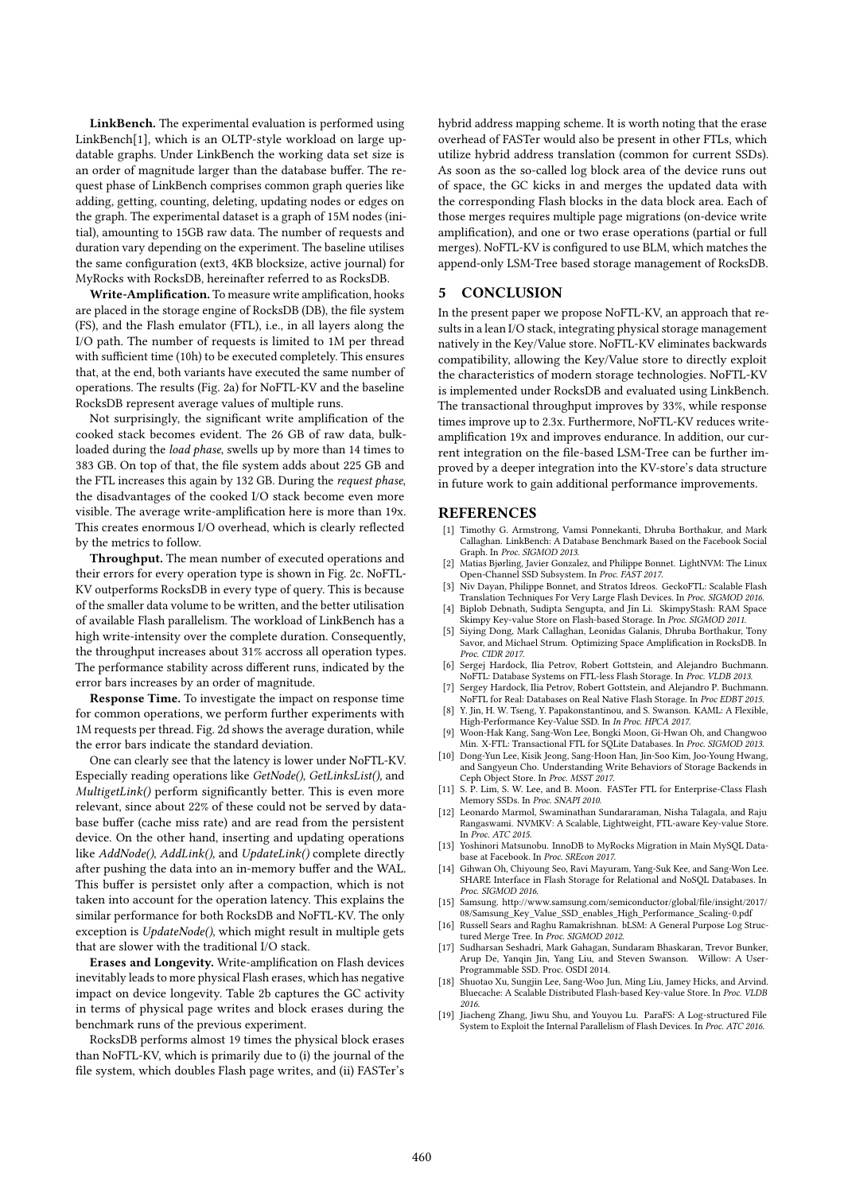**LinkBench.** The experimental evaluation is performed using LinkBench[1], which is an OLTP-style workload on large updatable graphs. Under LinkBench the working data set size is an order of magnitude larger than the database buffer. The request phase of LinkBench comprises common graph queries like adding, getting, counting, deleting, updating nodes or edges on the graph. The experimental dataset is a graph of 15M nodes (initial), amounting to 15GB raw data. The number of requests and duration vary depending on the experiment. The baseline utilises the same configuration (ext3, 4KB blocksize, active journal) for MyRocks with RocksDB, hereinafter referred to as RocksDB.

**Write-Amplification.** To measure write amplification, hooks are placed in the storage engine of RocksDB (DB), the file system (FS), and the Flash emulator (FTL), i.e., in all layers along the I/O path. The number of requests is limited to 1M per thread with sufficient time (10h) to be executed completely. This ensures that, at the end, both variants have executed the same number of operations. The results (Fig. 2a) for NoFTL-KV and the baseline RocksDB represent average values of multiple runs.

Not surprisingly, the significant write amplification of the cooked stack becomes evident. The 26 GB of raw data, bulk-loaded during the *load phase*, swells up by more than 14 times to 383 GB. On top of that, the file system adds about 225 GB and the FTL increases this again by 132 GB. During the *request phase*, the disadvantages of the cooked I/O stack become even more visible. The average write-amplification here is more than 19x. This creates enormous I/O overhead, which is clearly reflected by the metrics to follow.

**Throughput.** The mean number of executed operations and their errors for every operation type is shown in Fig. 2c. NoFTL-KV outperforms RocksDB in every type of query. This is because of the smaller data volume to be written, and the better utilisation of available Flash parallelism. The workload of LinkBench has a high write-intensity over the complete duration. Consequently, the throughput increases about 31% accross all operation types. The performance stability across different runs, indicated by the error bars increases by an order of magnitude.

**Response Time.** To investigate the impact on response time for common operations, we perform further experiments with 1M requests per thread. Fig. 2d shows the average duration, while the error bars indicate the standard deviation.

One can clearly see that the latency is lower under NoFTL-KV. Especially reading operations like *GetNode()*, *GetLinksList()*, and *MultigetLink()* perform significantly better. This is even more relevant, since about 22% of these could not be served by database buffer (cache miss rate) and are read from the persistent device. On the other hand, inserting and updating operations like *AddNode()*, *AddLink()*, and *UpdateLink()* complete directly after pushing the data into an in-memory buffer and the WAL. This buffer is persistet only after a compaction, which is not taken into account for the operation latency. This explains the similar performance for both RocksDB and NoFTL-KV. The only exception is *UpdateNode()*, which might result in multiple gets that are slower with the traditional I/O stack.

**Erases and Longevity.** Write-amplification on Flash devices inevitably leads to more physical Flash erases, which has negative impact on device longevity. Table 2b captures the GC activity in terms of physical page writes and block erases during the benchmark runs of the previous experiment.

RocksDB performs almost 19 times the physical block erases than NoFTL-KV, which is primarily due to (i) the journal of the file system, which doubles Flash page writes, and (ii) FASTer's hybrid address mapping scheme. It is worth noting that the erase overhead of FASTer would also be present in other FTLs, which utilize hybrid address translation (common for current SSDs). As soon as the so-called log block area of the device runs out of space, the GC kicks in and merges the updated data with the corresponding Flash blocks in the data block area. Each of those merges requires multiple page migrations (on-device write amplification), and one or two erase operations (partial or full merges). NoFTL-KV is configured to use BLM, which matches the append-only LSM-Tree based storage management of RocksDB.

## 5 CONCLUSION

In the present paper we propose NoFTL-KV, an approach that results in a lean I/O stack, integrating physical storage management natively in the Key/Value store. NoFTL-KV eliminates backwards compatibility, allowing the Key/Value store to directly exploit the characteristics of modern storage technologies. NoFTL-KV is implemented under RocksDB and evaluated using LinkBench. The transactional throughput improves by 33%, while response times improve up to 2.3x. Furthermore, NoFTL-KV reduces write-amplification 19x and improves endurance. In addition, our current integration on the file-based LSM-Tree can be further improved by a deeper integration into the KV-store's data structure in future work to gain additional performance improvements.

## REFERENCES

- [1] Timothy G. Armstrong, Vamsi Ponnekanti, Dhruba Borthakur, and Mark Callaghan. LinkBench: A Database Benchmark Based on the Facebook Social Graph. In *Proc. SIGMOD 2013*.
- [2] Matias Bjørling, Javier Gonzalez, and Philippe Bonnet. LightNVM: The Linux Open-Channel SSD Subsystem. In *Proc. FAST 2017*.
- [3] Niv Dayan, Philippe Bonnet, and Stratos Idreos. GeckoFTL: Scalable Flash Translation Techniques For Very Large Flash Devices. In *Proc. SIGMOD 2016*.
- [4] Biplob Debnath, Sudipta Sengupta, and Jin Li. SkimpyStash: RAM Space Skimpy Key-value Store on Flash-based Storage. In *Proc. SIGMOD 2011*.
- [5] Siying Dong, Mark Callaghan, Leonidas Galanis, Dhruba Borthakur, Tony Savor, and Michael Strum. Optimizing Space Amplification in RocksDB. In *Proc. CIDR 2017*.
- [6] Sergej Hardock, Ilia Petrov, Robert Gottstein, and Alejandro Buchmann. NoFTL: Database Systems on FTL-less Flash Storage. In *Proc. VLDB 2013*.
- [7] Sergey Hardock, Ilia Petrov, Robert Gottstein, and Alejandro P. Buchmann. NoFTL for Real: Databases on Real Native Flash Storage. In *Proc EDBT 2015*.
- [8] Y. Jin, H. W. Tseng, Y. Papakonstantinou, and S. Swanson. KAML: A Flexible, High-Performance Key-Value SSD. In *In Proc. HPCA 2017*.
- [9] Woon-Hak Kang, Sang-Won Lee, Bongki Moon, Gi-Hwan Oh, and Changwoo Min. X-FTL: Transactional FTL for SQLite Databases. In *Proc. SIGMOD 2013*.
- [10] Dong-Yun Lee, Kisik Jeong, Sang-Hoon Han, Jin-Soo Kim, Joo-Young Hwang, and Sangyeun Cho. Understanding Write Behaviors of Storage Backends in Ceph Object Store. In *Proc. MSST 2017*.
- [11] S. P. Lim, S. W. Lee, and B. Moon. FASTer FTL for Enterprise-Class Flash Memory SSDs. In *Proc. SNAPI 2010*.
- [12] Leonardo Marmol, Swaminathan Sundararaman, Nisha Talagala, and Raju Rangaswami. NVMKV: A Scalable, Lightweight, FTL-aware Key-value Store. In *Proc. ATC 2015*.
- [13] Yoshinori Matsunobu. InnoDB to MyRocks Migration in Main MySQL Database at Facebook. In *Proc. SREcon 2017*.
- [14] Gihwan Oh, Chiyoung Seo, Ravi Mayuram, Yang-Suk Kee, and Sang-Won Lee. SHARE Interface in Flash Storage for Relational and NoSQL Databases. In *Proc. SIGMOD 2016*.
- [15] Samsung. http://www.samsung.com/semiconductor/global/file/insight/2017/08/Samsung_Key_Value_SSD_enables_High_Performance_Scaling-0.pdf
- [16] Russell Sears and Raghu Ramakrishnan. bLSM: A General Purpose Log Structured Merge Tree. In *Proc. SIGMOD 2012*.
- [17] Sudharsan Seshadri, Mark Gahagan, Sundaram Bhaskaran, Trevor Bunker, Arup De, Yanqin Jin, Yang Liu, and Steven Swanson. Willow: A User-Programmable SSD. Proc. OSDI 2014.
- [18] Shuotao Xu, Sungjin Lee, Sang-Woo Jun, Ming Liu, Jamey Hicks, and Arvind. Bluecache: A Scalable Distributed Flash-based Key-value Store. In *Proc. VLDB 2016*.
- [19] Jiacheng Zhang, Jiwu Shu, and Youyou Lu. ParaFS: A Log-structured File System to Exploit the Internal Parallelism of Flash Devices. In *Proc. ATC 2016*.